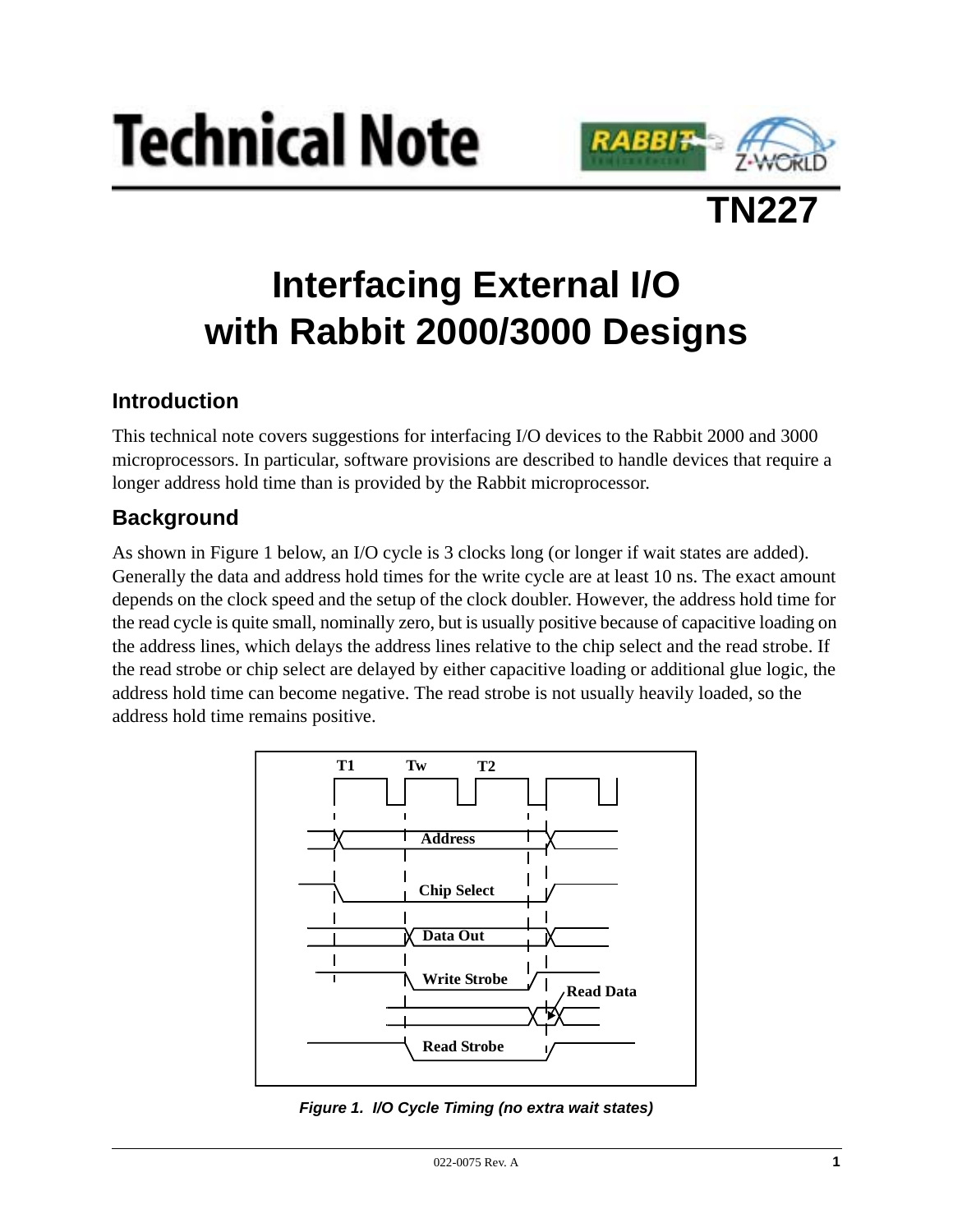# Technical Note

**TN227**

# Interfacing External I/O with Rabbit 2000/3000 Designs

## Introduction

This technical note covers suggestions for interfacing I/O devices to the Rabbit 2000 and 3000 microprocessors. In particular, software provisions are described to handle devices that require a longer address hold time than is provided by the Rabbit microprocessor.

## Background

As shown in Figure 1 below, an I/O cycle is 3 clocks long (or longer if wait states are added). Generally the data and address hold times for the write cycle are at least 10 ns. The exact amount depends on the clock speed and the setup of the clock doubler. However, the address hold time for the read cycle is quite small, nominally zero, but is usually positive because of capacitive loading on the address lines, which delays the address lines relative to the chip select and the read strobe. If the read strobe or chip select are delayed by either capacitive loading or additional glue logic, the address hold time can become negative. The read strobe is not usually heavily loaded, so the address hold time remains positive.

*Figure 1. I/O Cycle Timing (no extra wait states)*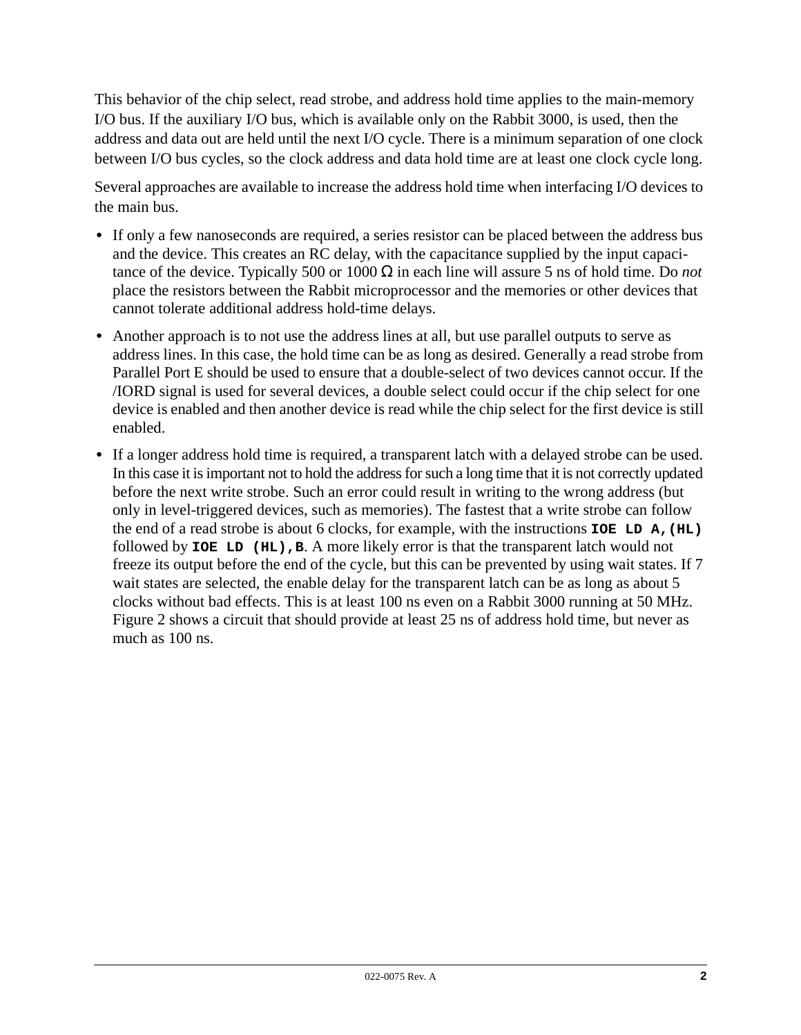This behavior of the chip select, read strobe, and address hold time applies to the main-memory I/O bus. If the auxiliary I/O bus, which is available only on the Rabbit 3000, is used, then the address and data out are held until the next I/O cycle. There is a minimum separation of one clock between I/O bus cycles, so the clock address and data hold time are at least one clock cycle long.

Several approaches are available to increase the address hold time when interfacing I/O devices to the main bus.

- If only a few nanoseconds are required, a series resistor can be placed between the address bus and the device. This creates an RC delay, with the capacitance supplied by the input capacitance of the device. Typically 500 or 1000 Ω in each line will assure 5 ns of hold time. Do *not* place the resistors between the Rabbit microprocessor and the memories or other devices that cannot tolerate additional address hold-time delays.
- Another approach is to not use the address lines at all, but use parallel outputs to serve as address lines. In this case, the hold time can be as long as desired. Generally a read strobe from Parallel Port E should be used to ensure that a double-select of two devices cannot occur. If the /IORD signal is used for several devices, a double select could occur if the chip select for one device is enabled and then another device is read while the chip select for the first device is still enabled.
- If a longer address hold time is required, a transparent latch with a delayed strobe can be used. In this case it is important not to hold the address for such a long time that it is not correctly updated before the next write strobe. Such an error could result in writing to the wrong address (but only in level-triggered devices, such as memories). The fastest that a write strobe can follow the end of a read strobe is about 6 clocks, for example, with the instructions **`IOE LD A,(HL)`** followed by **`IOE LD (HL),B`**. A more likely error is that the transparent latch would not freeze its output before the end of the cycle, but this can be prevented by using wait states. If 7 wait states are selected, the enable delay for the transparent latch can be as long as about 5 clocks without bad effects. This is at least 100 ns even on a Rabbit 3000 running at 50 MHz. Figure 2 shows a circuit that should provide at least 25 ns of address hold time, but never as much as 100 ns.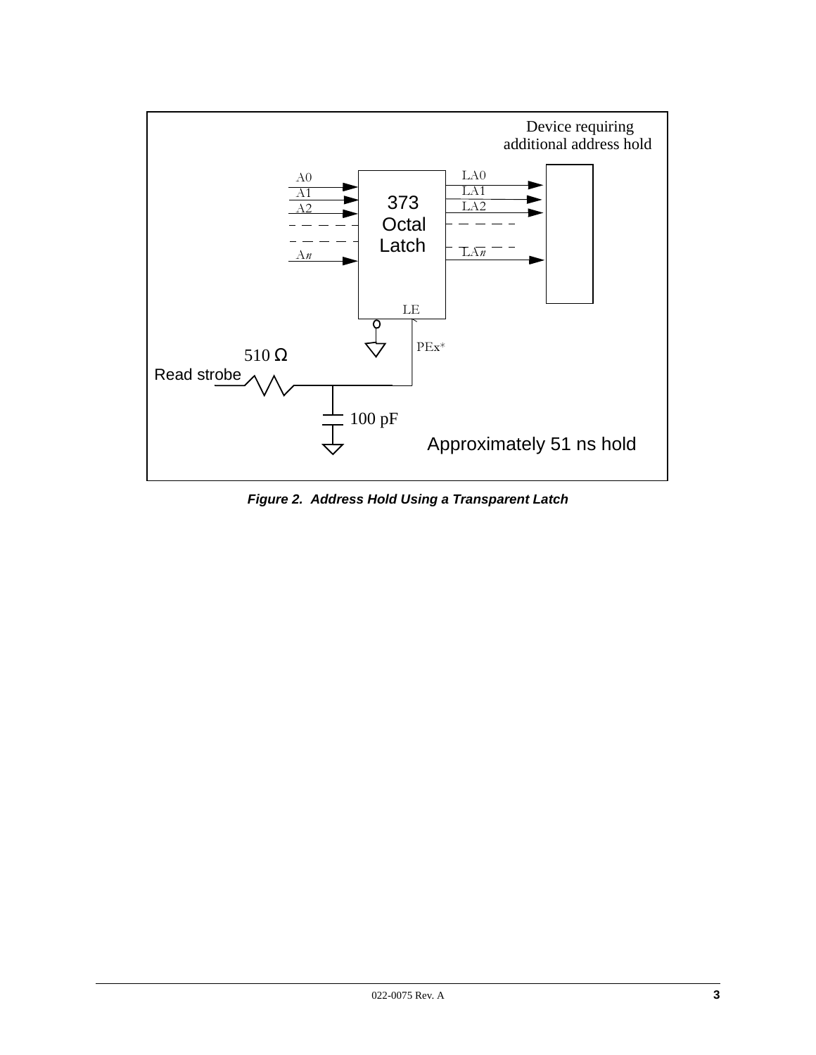***Figure 2. Address Hold Using a Transparent Latch***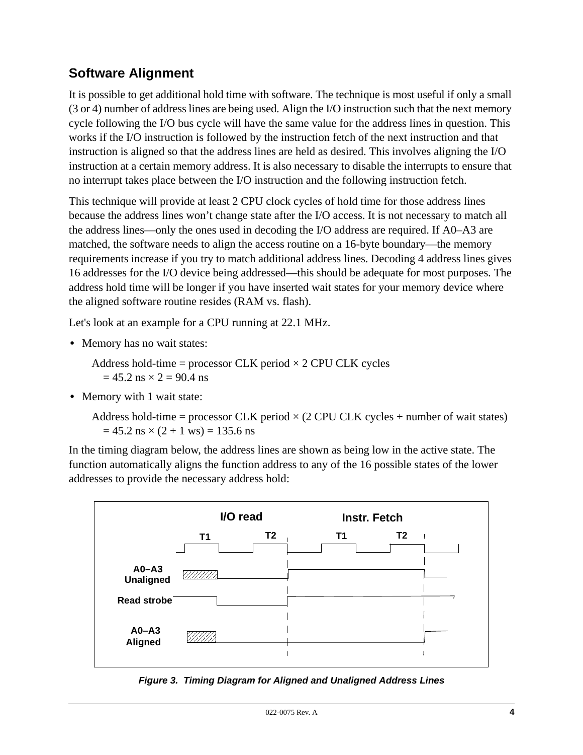## Software Alignment

It is possible to get additional hold time with software. The technique is most useful if only a small (3 or 4) number of address lines are being used. Align the I/O instruction such that the next memory cycle following the I/O bus cycle will have the same value for the address lines in question. This works if the I/O instruction is followed by the instruction fetch of the next instruction and that instruction is aligned so that the address lines are held as desired. This involves aligning the I/O instruction at a certain memory address. It is also necessary to disable the interrupts to ensure that no interrupt takes place between the I/O instruction and the following instruction fetch.

This technique will provide at least 2 CPU clock cycles of hold time for those address lines because the address lines won't change state after the I/O access. It is not necessary to match all the address lines—only the ones used in decoding the I/O address are required. If A0–A3 are matched, the software needs to align the access routine on a 16-byte boundary—the memory requirements increase if you try to match additional address lines. Decoding 4 address lines gives 16 addresses for the I/O device being addressed—this should be adequate for most purposes. The address hold time will be longer if you have inserted wait states for your memory device where the aligned software routine resides (RAM vs. flash).

Let's look at an example for a CPU running at 22.1 MHz.

- Memory has no wait states:

  Address hold-time = processor CLK period × 2 CPU CLK cycles
  = 45.2 ns × 2 = 90.4 ns

- Memory with 1 wait state:

  Address hold-time = processor CLK period × (2 CPU CLK cycles + number of wait states)
  = 45.2 ns × (2 + 1 ws) = 135.6 ns

In the timing diagram below, the address lines are shown as being low in the active state. The function automatically aligns the function address to any of the 16 possible states of the lower addresses to provide the necessary address hold:

*Figure 3. Timing Diagram for Aligned and Unaligned Address Lines*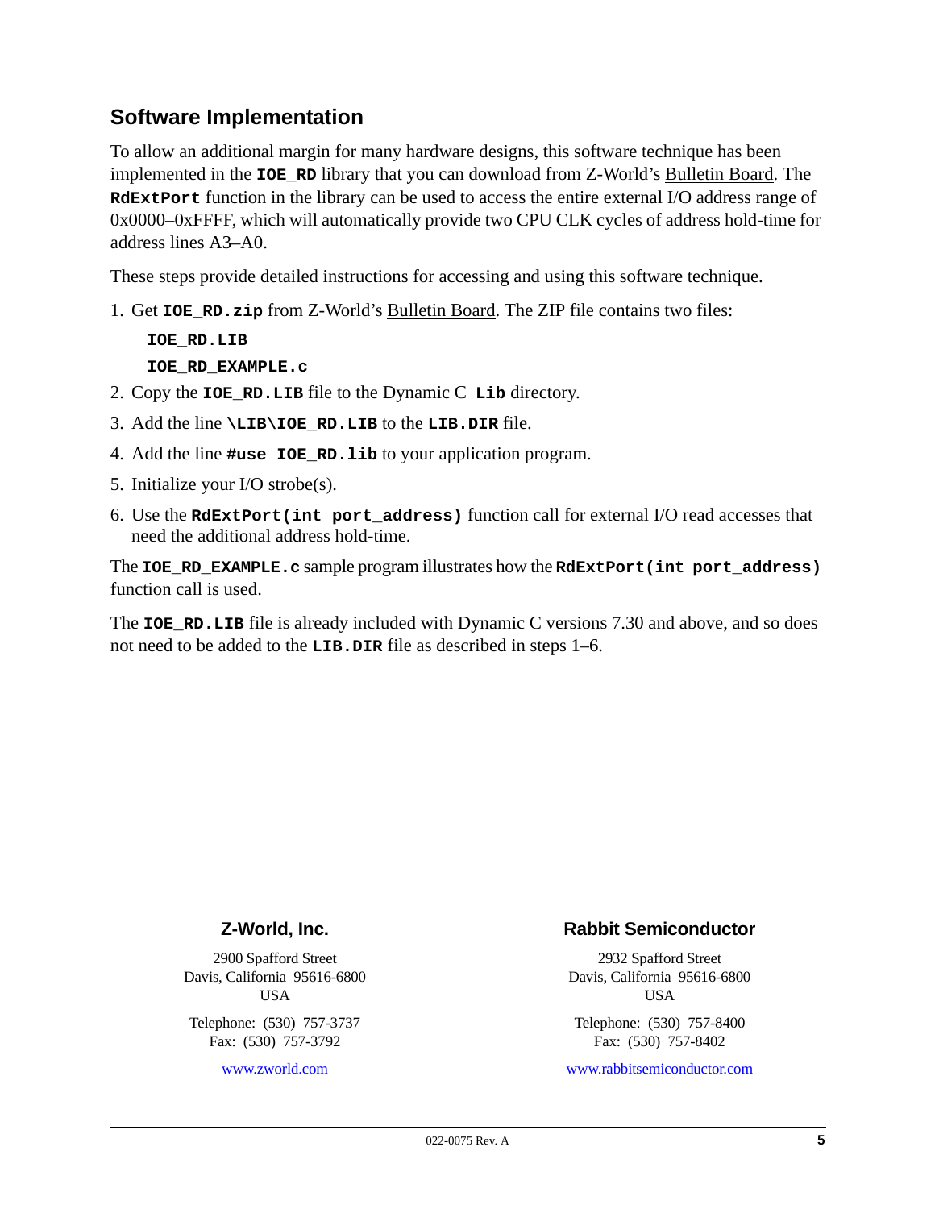## Software Implementation

To allow an additional margin for many hardware designs, this software technique has been implemented in the **IOE_RD** library that you can download from Z-World's Bulletin Board. The **RdExtPort** function in the library can be used to access the entire external I/O address range of 0x0000–0xFFFF, which will automatically provide two CPU CLK cycles of address hold-time for address lines A3–A0.

These steps provide detailed instructions for accessing and using this software technique.

1. Get **IOE_RD.zip** from Z-World's Bulletin Board. The ZIP file contains two files:

   **IOE_RD.LIB**

   **IOE_RD_EXAMPLE.c**

2. Copy the **IOE_RD.LIB** file to the Dynamic C **Lib** directory.
3. Add the line **\LIB\IOE_RD.LIB** to the **LIB.DIR** file.
4. Add the line **#use IOE_RD.lib** to your application program.
5. Initialize your I/O strobe(s).
6. Use the **RdExtPort(int port_address)** function call for external I/O read accesses that need the additional address hold-time.

The **IOE_RD_EXAMPLE.c** sample program illustrates how the **RdExtPort(int port_address)** function call is used.

The **IOE_RD.LIB** file is already included with Dynamic C versions 7.30 and above, and so does not need to be added to the **LIB.DIR** file as described in steps 1–6.

**Z-World, Inc.**

2900 Spafford Street
Davis, California 95616-6800
USA

Telephone: (530) 757-3737
Fax: (530) 757-3792

www.zworld.com

**Rabbit Semiconductor**

2932 Spafford Street
Davis, California 95616-6800
USA

Telephone: (530) 757-8400
Fax: (530) 757-8402

www.rabbitsemiconductor.com

022-0075 Rev. A